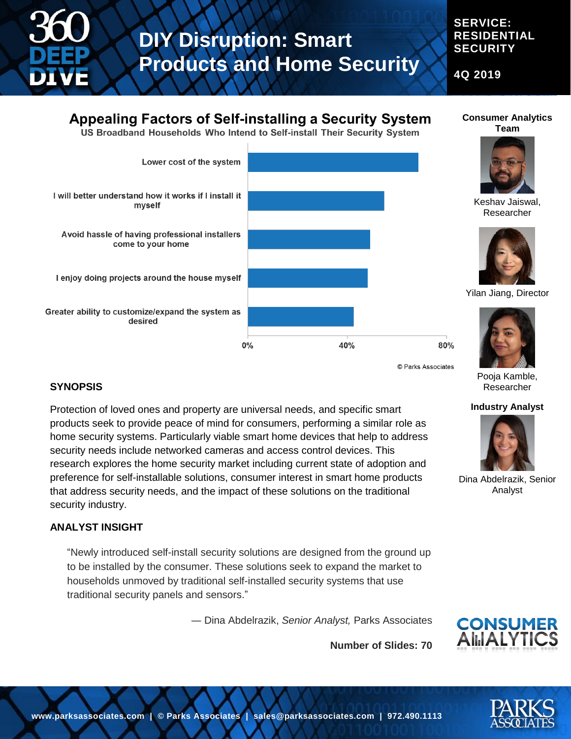# DIY Disruption: Smart Products and Home Security

**SERVICE: RESIDENTIAL SECURITY**

**4Q 2019**

## Appealing Factors of Self-installing a Security System

US Broadband Households Who Intend to Self-install Their Security System

- Lower cost of the system
- I will better understand how it works if I install it myself
- Avoid hassle of having professional installers come to your home
- I enjoy doing projects around the house myself
- Greater ability to customize/expand the system as desired

0% 40% 80%

© Parks Associates

**Consumer Analytics Team**

Keshav Jaiswal, Researcher

Yilan Jiang, Director

Pooja Kamble, Researcher

**Industry Analyst**

Dina Abdelrazik, Senior Analyst

### SYNOPSIS

Protection of loved ones and property are universal needs, and specific smart products seek to provide peace of mind for consumers, performing a similar role as home security systems. Particularly viable smart home devices that help to address security needs include networked cameras and access control devices. This research explores the home security market including current state of adoption and preference for self-installable solutions, consumer interest in smart home products that address security needs, and the impact of these solutions on the traditional security industry.

### ANALYST INSIGHT

> "Newly introduced self-install security solutions are designed from the ground up to be installed by the consumer. These solutions seek to expand the market to households unmoved by traditional self-installed security systems that use traditional security panels and sensors."
>
> — Dina Abdelrazik, *Senior Analyst,* Parks Associates

**Number of Slides: 70**

www.parksassociates.com | © Parks Associates | sales@parksassociates.com | 972.490.1113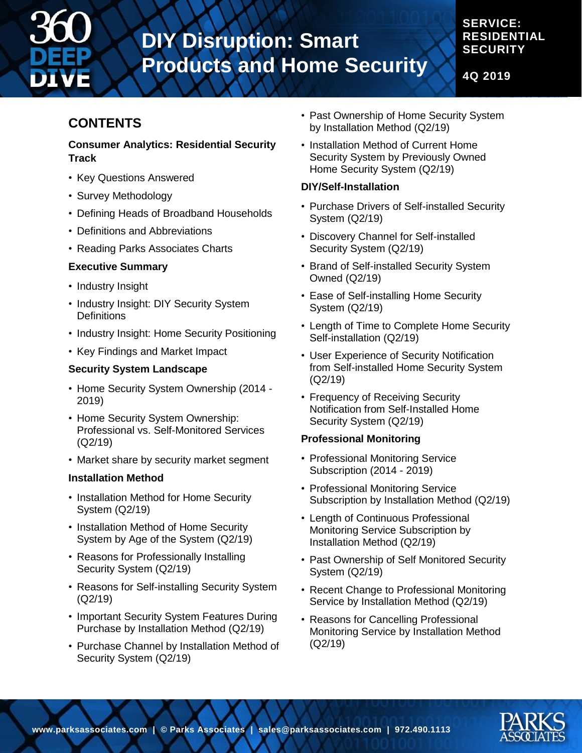# DIY Disruption: Smart Products and Home Security

**SERVICE: RESIDENTIAL SECURITY**

**4Q 2019**

## CONTENTS

### Consumer Analytics: Residential Security Track

- Key Questions Answered
- Survey Methodology
- Defining Heads of Broadband Households
- Definitions and Abbreviations
- Reading Parks Associates Charts

### Executive Summary

- Industry Insight
- Industry Insight: DIY Security System Definitions
- Industry Insight: Home Security Positioning
- Key Findings and Market Impact

### Security System Landscape

- Home Security System Ownership (2014 - 2019)
- Home Security System Ownership: Professional vs. Self-Monitored Services (Q2/19)
- Market share by security market segment

### Installation Method

- Installation Method for Home Security System (Q2/19)
- Installation Method of Home Security System by Age of the System (Q2/19)
- Reasons for Professionally Installing Security System (Q2/19)
- Reasons for Self-installing Security System (Q2/19)
- Important Security System Features During Purchase by Installation Method (Q2/19)
- Purchase Channel by Installation Method of Security System (Q2/19)
- Past Ownership of Home Security System by Installation Method (Q2/19)
- Installation Method of Current Home Security System by Previously Owned Home Security System (Q2/19)

### DIY/Self-Installation

- Purchase Drivers of Self-installed Security System (Q2/19)
- Discovery Channel for Self-installed Security System (Q2/19)
- Brand of Self-installed Security System Owned (Q2/19)
- Ease of Self-installing Home Security System (Q2/19)
- Length of Time to Complete Home Security Self-installation (Q2/19)
- User Experience of Security Notification from Self-installed Home Security System (Q2/19)
- Frequency of Receiving Security Notification from Self-Installed Home Security System (Q2/19)

### Professional Monitoring

- Professional Monitoring Service Subscription (2014 - 2019)
- Professional Monitoring Service Subscription by Installation Method (Q2/19)
- Length of Continuous Professional Monitoring Service Subscription by Installation Method (Q2/19)
- Past Ownership of Self Monitored Security System (Q2/19)
- Recent Change to Professional Monitoring Service by Installation Method (Q2/19)
- Reasons for Cancelling Professional Monitoring Service by Installation Method (Q2/19)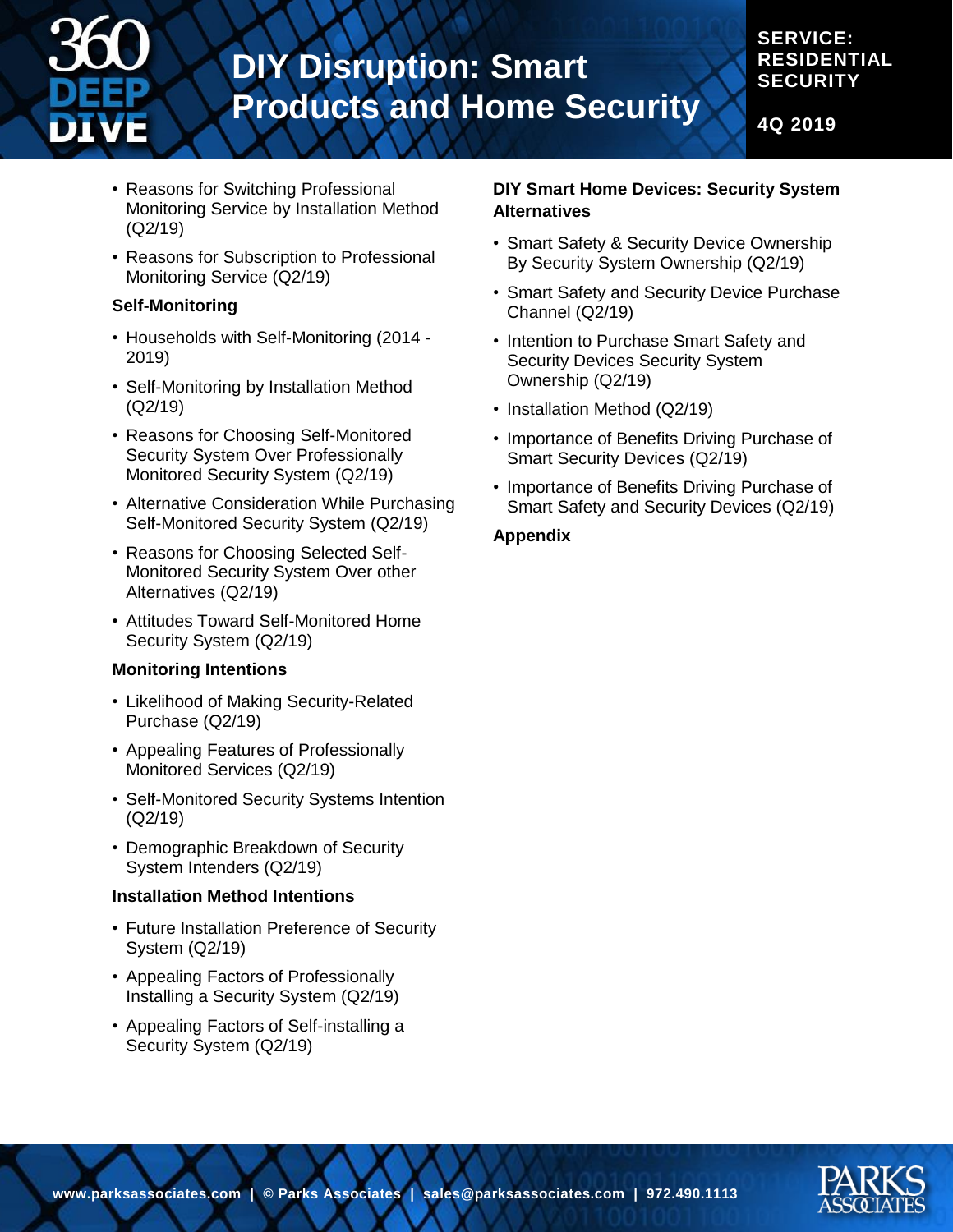- Reasons for Switching Professional Monitoring Service by Installation Method (Q2/19)
- Reasons for Subscription to Professional Monitoring Service (Q2/19)

### Self-Monitoring

- Households with Self-Monitoring (2014 - 2019)
- Self-Monitoring by Installation Method (Q2/19)
- Reasons for Choosing Self-Monitored Security System Over Professionally Monitored Security System (Q2/19)
- Alternative Consideration While Purchasing Self-Monitored Security System (Q2/19)
- Reasons for Choosing Selected Self-Monitored Security System Over other Alternatives (Q2/19)
- Attitudes Toward Self-Monitored Home Security System (Q2/19)

### Monitoring Intentions

- Likelihood of Making Security-Related Purchase (Q2/19)
- Appealing Features of Professionally Monitored Services (Q2/19)
- Self-Monitored Security Systems Intention (Q2/19)
- Demographic Breakdown of Security System Intenders (Q2/19)

### Installation Method Intentions

- Future Installation Preference of Security System (Q2/19)
- Appealing Factors of Professionally Installing a Security System (Q2/19)
- Appealing Factors of Self-installing a Security System (Q2/19)

### DIY Smart Home Devices: Security System Alternatives

- Smart Safety & Security Device Ownership By Security System Ownership (Q2/19)
- Smart Safety and Security Device Purchase Channel (Q2/19)
- Intention to Purchase Smart Safety and Security Devices Security System Ownership (Q2/19)
- Installation Method (Q2/19)
- Importance of Benefits Driving Purchase of Smart Security Devices (Q2/19)
- Importance of Benefits Driving Purchase of Smart Safety and Security Devices (Q2/19)

### Appendix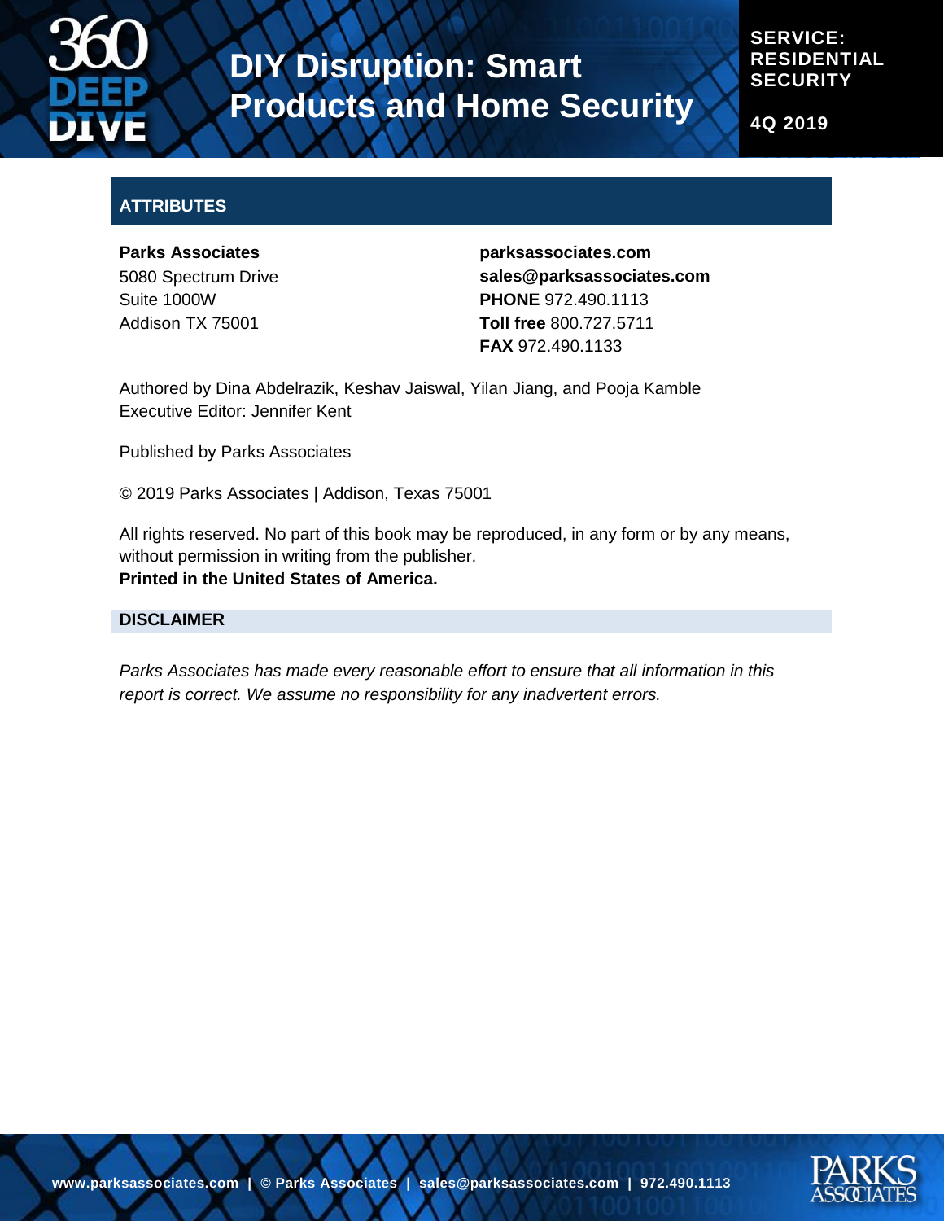# DIY Disruption: Smart Products and Home Security

**SERVICE: RESIDENTIAL SECURITY**

**4Q 2019**

## ATTRIBUTES

**Parks Associates**
5080 Spectrum Drive
Suite 1000W
Addison TX 75001

**parksassociates.com**
**sales@parksassociates.com**
**PHONE** 972.490.1113
**Toll free** 800.727.5711
**FAX** 972.490.1133

Authored by Dina Abdelrazik, Keshav Jaiswal, Yilan Jiang, and Pooja Kamble
Executive Editor: Jennifer Kent

Published by Parks Associates

© 2019 Parks Associates | Addison, Texas 75001

All rights reserved. No part of this book may be reproduced, in any form or by any means, without permission in writing from the publisher.
**Printed in the United States of America.**

## DISCLAIMER

*Parks Associates has made every reasonable effort to ensure that all information in this report is correct. We assume no responsibility for any inadvertent errors.*